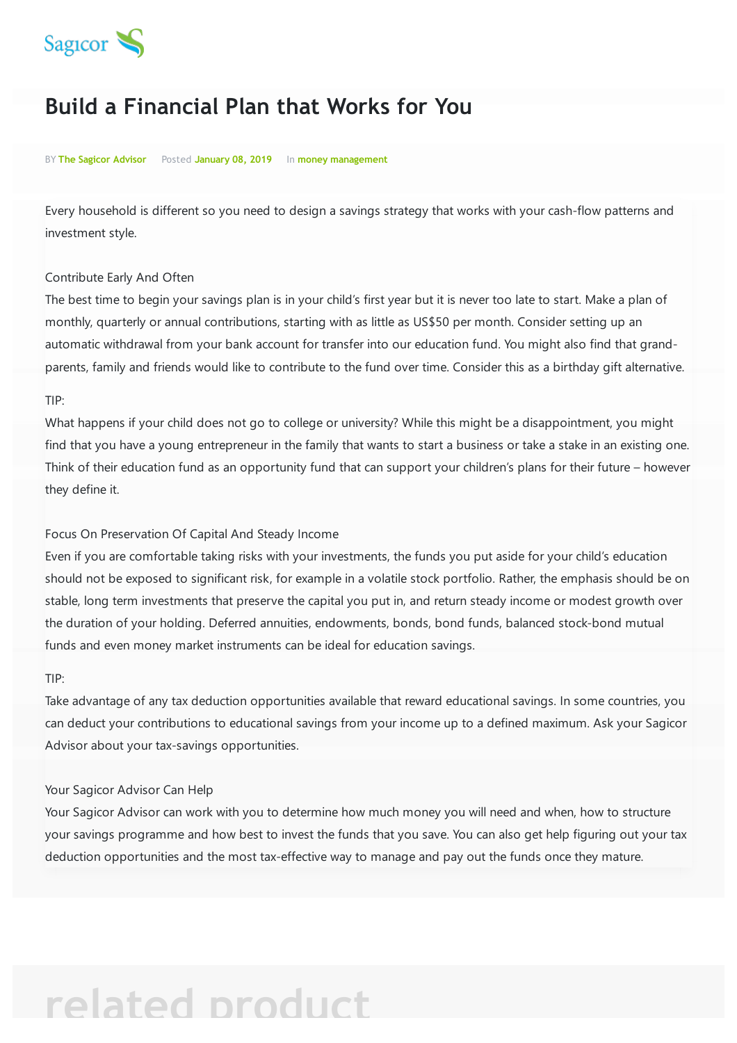Sagicor

# Build a Financial Plan that Works for You

BY **The Sagicor Advisor** Posted **January 08, 2019** In **money management**

Every household is different so you need to design a savings strategy that works with your cash-flow patterns and investment style.

Contribute Early And Often

The best time to begin your savings plan is in your child's first year but it is never too late to start. Make a plan of monthly, quarterly or annual contributions, starting with as little as US$50 per month. Consider setting up an automatic withdrawal from your bank account for transfer into our education fund. You might also find that grand-parents, family and friends would like to contribute to the fund over time. Consider this as a birthday gift alternative.

TIP:

What happens if your child does not go to college or university? While this might be a disappointment, you might find that you have a young entrepreneur in the family that wants to start a business or take a stake in an existing one. Think of their education fund as an opportunity fund that can support your children's plans for their future – however they define it.

Focus On Preservation Of Capital And Steady Income

Even if you are comfortable taking risks with your investments, the funds you put aside for your child's education should not be exposed to significant risk, for example in a volatile stock portfolio. Rather, the emphasis should be on stable, long term investments that preserve the capital you put in, and return steady income or modest growth over the duration of your holding. Deferred annuities, endowments, bonds, bond funds, balanced stock-bond mutual funds and even money market instruments can be ideal for education savings.

TIP:

Take advantage of any tax deduction opportunities available that reward educational savings. In some countries, you can deduct your contributions to educational savings from your income up to a defined maximum. Ask your Sagicor Advisor about your tax-savings opportunities.

Your Sagicor Advisor Can Help

Your Sagicor Advisor can work with you to determine how much money you will need and when, how to structure your savings programme and how best to invest the funds that you save. You can also get help figuring out your tax deduction opportunities and the most tax-effective way to manage and pay out the funds once they mature.

## related product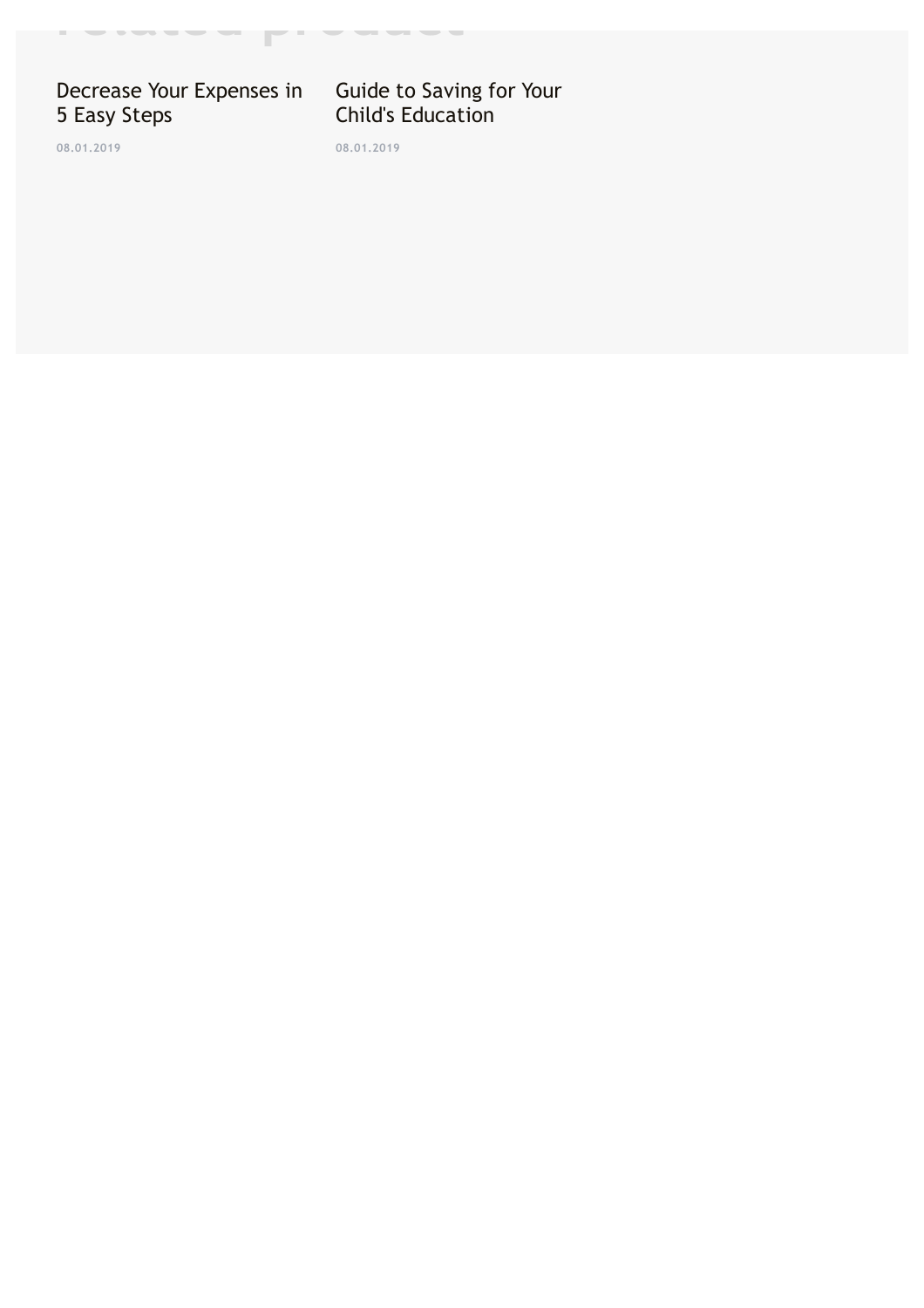related product

Decrease Your Expenses in 5 Easy Steps

08.01.2019

Guide to Saving for Your Child's Education

08.01.2019